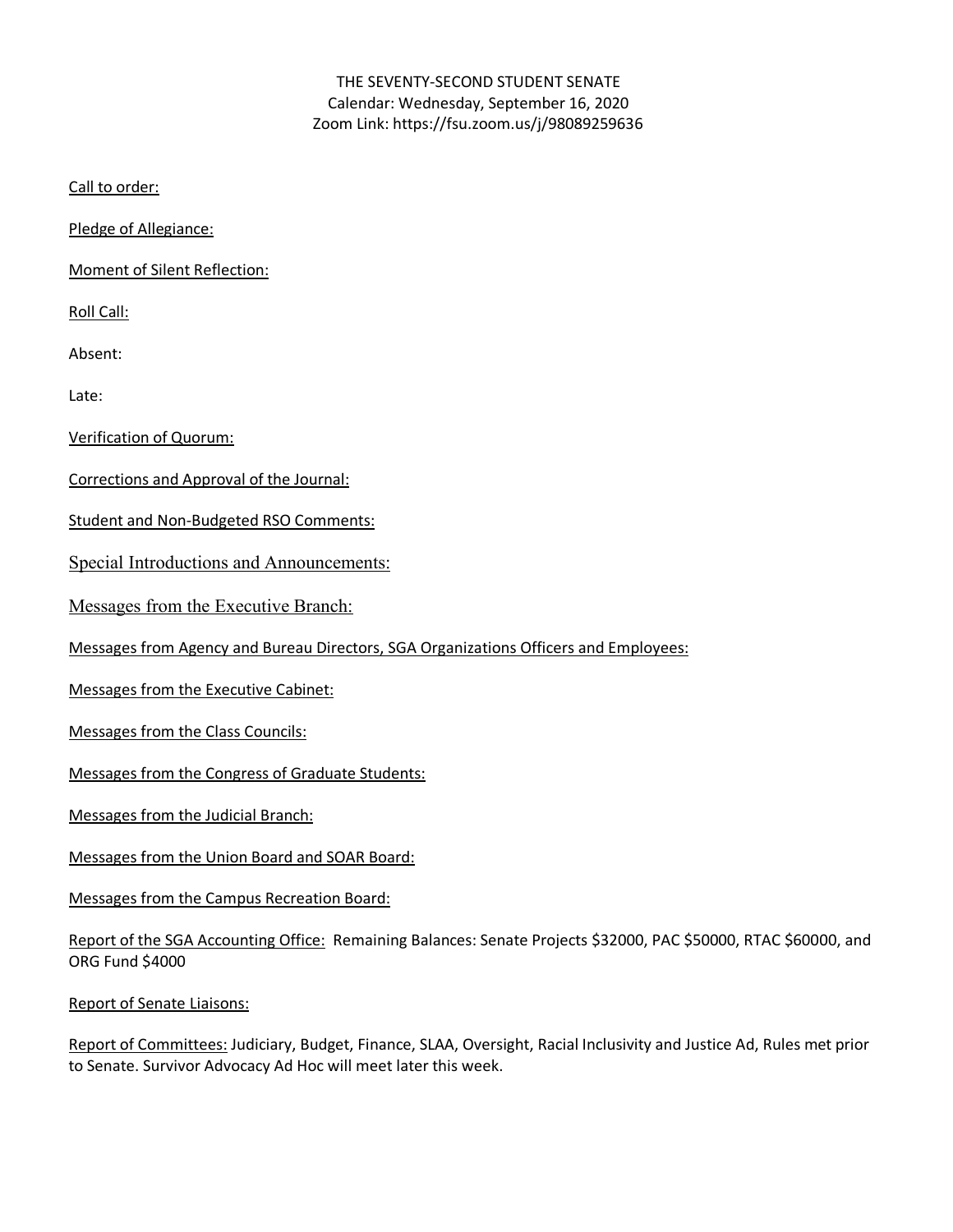THE SEVENTY-SECOND STUDENT SENATE
Calendar: Wednesday, September 16, 2020
Zoom Link: https://fsu.zoom.us/j/98089259636

Call to order:

Pledge of Allegiance:

Moment of Silent Reflection:

Roll Call:

Absent:

Late:

Verification of Quorum:

Corrections and Approval of the Journal:

Student and Non-Budgeted RSO Comments:

Special Introductions and Announcements:

Messages from the Executive Branch:

Messages from Agency and Bureau Directors, SGA Organizations Officers and Employees:

Messages from the Executive Cabinet:

Messages from the Class Councils:

Messages from the Congress of Graduate Students:

Messages from the Judicial Branch:

Messages from the Union Board and SOAR Board:

Messages from the Campus Recreation Board:

Report of the SGA Accounting Office: Remaining Balances: Senate Projects $32000, PAC $50000, RTAC $60000, and ORG Fund $4000

Report of Senate Liaisons:

Report of Committees: Judiciary, Budget, Finance, SLAA, Oversight, Racial Inclusivity and Justice Ad, Rules met prior to Senate. Survivor Advocacy Ad Hoc will meet later this week.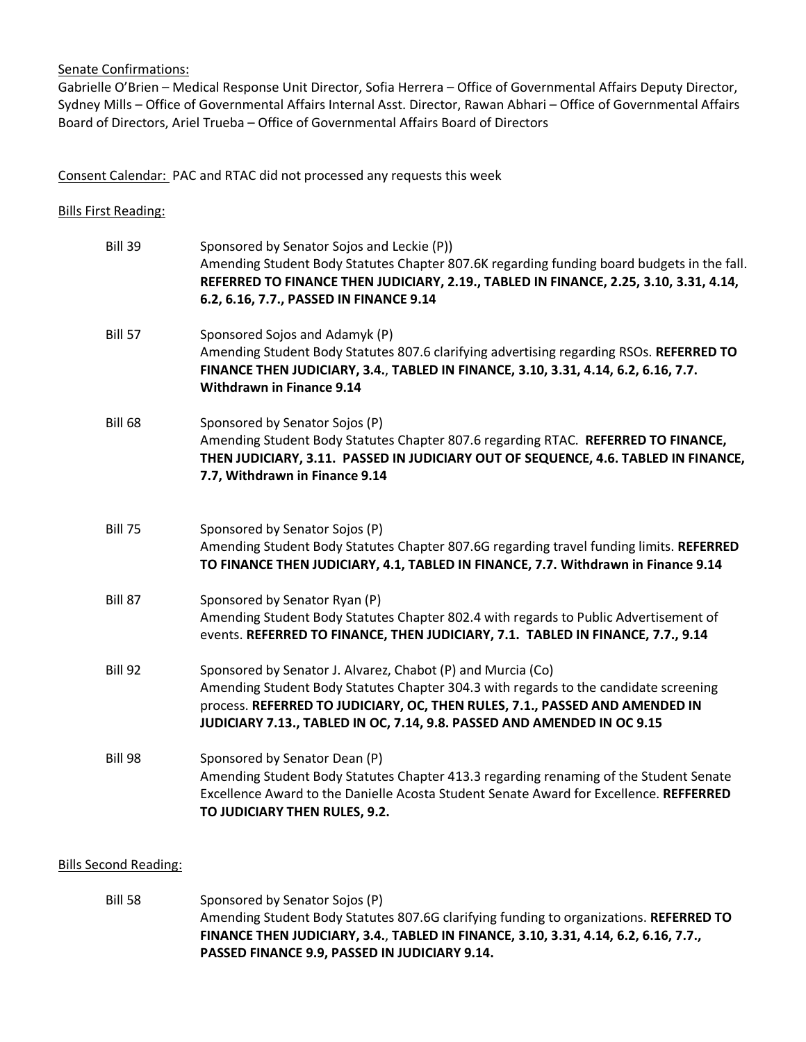Senate Confirmations:

Gabrielle O'Brien – Medical Response Unit Director, Sofia Herrera – Office of Governmental Affairs Deputy Director, Sydney Mills – Office of Governmental Affairs Internal Asst. Director, Rawan Abhari – Office of Governmental Affairs Board of Directors, Ariel Trueba – Office of Governmental Affairs Board of Directors

Consent Calendar: PAC and RTAC did not processed any requests this week

Bills First Reading:

| | |
|---|---|
| Bill 39 | Sponsored by Senator Sojos and Leckie (P)) Amending Student Body Statutes Chapter 807.6K regarding funding board budgets in the fall. **REFERRED TO FINANCE THEN JUDICIARY, 2.19., TABLED IN FINANCE, 2.25, 3.10, 3.31, 4.14, 6.2, 6.16, 7.7., PASSED IN FINANCE 9.14** |
| Bill 57 | Sponsored Sojos and Adamyk (P) Amending Student Body Statutes 807.6 clarifying advertising regarding RSOs. **REFERRED TO FINANCE THEN JUDICIARY, 3.4., TABLED IN FINANCE, 3.10, 3.31, 4.14, 6.2, 6.16, 7.7. Withdrawn in Finance 9.14** |
| Bill 68 | Sponsored by Senator Sojos (P) Amending Student Body Statutes Chapter 807.6 regarding RTAC. **REFERRED TO FINANCE, THEN JUDICIARY, 3.11. PASSED IN JUDICIARY OUT OF SEQUENCE, 4.6. TABLED IN FINANCE, 7.7, Withdrawn in Finance 9.14** |
| Bill 75 | Sponsored by Senator Sojos (P) Amending Student Body Statutes Chapter 807.6G regarding travel funding limits. **REFERRED TO FINANCE THEN JUDICIARY, 4.1, TABLED IN FINANCE, 7.7. Withdrawn in Finance 9.14** |
| Bill 87 | Sponsored by Senator Ryan (P) Amending Student Body Statutes Chapter 802.4 with regards to Public Advertisement of events. **REFERRED TO FINANCE, THEN JUDICIARY, 7.1. TABLED IN FINANCE, 7.7., 9.14** |
| Bill 92 | Sponsored by Senator J. Alvarez, Chabot (P) and Murcia (Co) Amending Student Body Statutes Chapter 304.3 with regards to the candidate screening process. **REFERRED TO JUDICIARY, OC, THEN RULES, 7.1., PASSED AND AMENDED IN JUDICIARY 7.13., TABLED IN OC, 7.14, 9.8. PASSED AND AMENDED IN OC 9.15** |
| Bill 98 | Sponsored by Senator Dean (P) Amending Student Body Statutes Chapter 413.3 regarding renaming of the Student Senate Excellence Award to the Danielle Acosta Student Senate Award for Excellence. **REFFERRED TO JUDICIARY THEN RULES, 9.2.** |

Bills Second Reading:

| | |
|---|---|
| Bill 58 | Sponsored by Senator Sojos (P) Amending Student Body Statutes 807.6G clarifying funding to organizations. **REFERRED TO FINANCE THEN JUDICIARY, 3.4., TABLED IN FINANCE, 3.10, 3.31, 4.14, 6.2, 6.16, 7.7., PASSED FINANCE 9.9, PASSED IN JUDICIARY 9.14.** |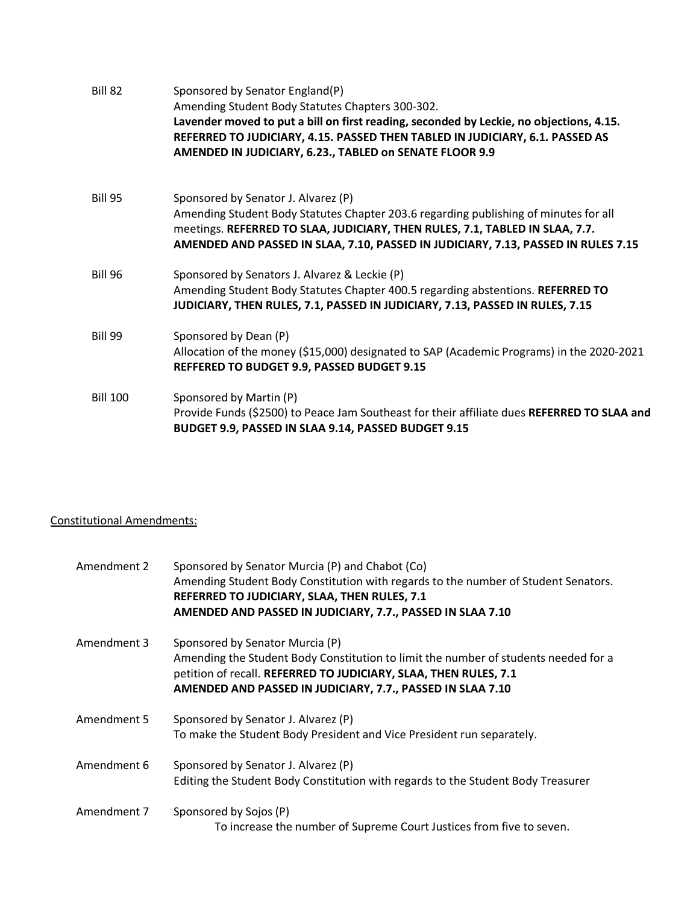Bill 82 Sponsored by Senator England(P)
Amending Student Body Statutes Chapters 300-302.
**Lavender moved to put a bill on first reading, seconded by Leckie, no objections, 4.15. REFERRED TO JUDICIARY, 4.15. PASSED THEN TABLED IN JUDICIARY, 6.1. PASSED AS AMENDED IN JUDICIARY, 6.23., TABLED on SENATE FLOOR 9.9**

Bill 95 Sponsored by Senator J. Alvarez (P)
Amending Student Body Statutes Chapter 203.6 regarding publishing of minutes for all meetings. **REFERRED TO SLAA, JUDICIARY, THEN RULES, 7.1, TABLED IN SLAA, 7.7. AMENDED AND PASSED IN SLAA, 7.10, PASSED IN JUDICIARY, 7.13, PASSED IN RULES 7.15**

Bill 96 Sponsored by Senators J. Alvarez & Leckie (P)
Amending Student Body Statutes Chapter 400.5 regarding abstentions. **REFERRED TO JUDICIARY, THEN RULES, 7.1, PASSED IN JUDICIARY, 7.13, PASSED IN RULES, 7.15**

Bill 99 Sponsored by Dean (P)
Allocation of the money ($15,000) designated to SAP (Academic Programs) in the 2020-2021 **REFFERED TO BUDGET 9.9, PASSED BUDGET 9.15**

Bill 100 Sponsored by Martin (P)
Provide Funds ($2500) to Peace Jam Southeast for their affiliate dues **REFERRED TO SLAA and BUDGET 9.9, PASSED IN SLAA 9.14, PASSED BUDGET 9.15**

<u>Constitutional Amendments:</u>

Amendment 2 Sponsored by Senator Murcia (P) and Chabot (Co)
Amending Student Body Constitution with regards to the number of Student Senators.
**REFERRED TO JUDICIARY, SLAA, THEN RULES, 7.1**
**AMENDED AND PASSED IN JUDICIARY, 7.7., PASSED IN SLAA 7.10**

Amendment 3 Sponsored by Senator Murcia (P)
Amending the Student Body Constitution to limit the number of students needed for a petition of recall. **REFERRED TO JUDICIARY, SLAA, THEN RULES, 7.1**
**AMENDED AND PASSED IN JUDICIARY, 7.7., PASSED IN SLAA 7.10**

Amendment 5 Sponsored by Senator J. Alvarez (P)
To make the Student Body President and Vice President run separately.

Amendment 6 Sponsored by Senator J. Alvarez (P)
Editing the Student Body Constitution with regards to the Student Body Treasurer

Amendment 7 Sponsored by Sojos (P)
To increase the number of Supreme Court Justices from five to seven.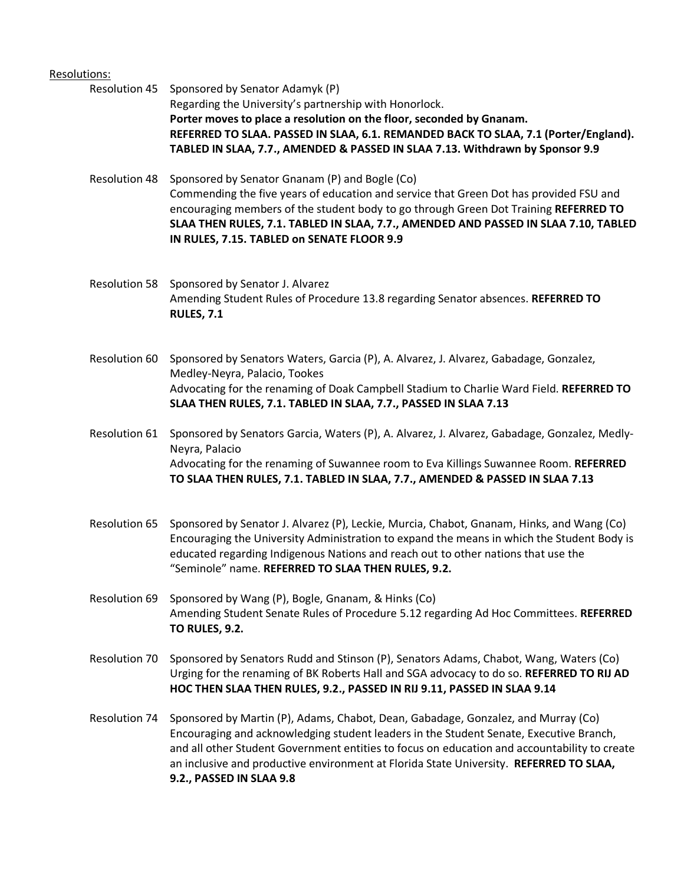Resolutions:

Resolution 45 Sponsored by Senator Adamyk (P)
Regarding the University's partnership with Honorlock.
**Porter moves to place a resolution on the floor, seconded by Gnanam.**
**REFERRED TO SLAA. PASSED IN SLAA, 6.1. REMANDED BACK TO SLAA, 7.1 (Porter/England). TABLED IN SLAA, 7.7., AMENDED & PASSED IN SLAA 7.13. Withdrawn by Sponsor 9.9**

Resolution 48 Sponsored by Senator Gnanam (P) and Bogle (Co)
Commending the five years of education and service that Green Dot has provided FSU and encouraging members of the student body to go through Green Dot Training **REFERRED TO SLAA THEN RULES, 7.1. TABLED IN SLAA, 7.7., AMENDED AND PASSED IN SLAA 7.10, TABLED IN RULES, 7.15. TABLED on SENATE FLOOR 9.9**

Resolution 58 Sponsored by Senator J. Alvarez
Amending Student Rules of Procedure 13.8 regarding Senator absences. **REFERRED TO RULES, 7.1**

Resolution 60 Sponsored by Senators Waters, Garcia (P), A. Alvarez, J. Alvarez, Gabadage, Gonzalez, Medley-Neyra, Palacio, Tookes
Advocating for the renaming of Doak Campbell Stadium to Charlie Ward Field. **REFERRED TO SLAA THEN RULES, 7.1. TABLED IN SLAA, 7.7., PASSED IN SLAA 7.13**

Resolution 61 Sponsored by Senators Garcia, Waters (P), A. Alvarez, J. Alvarez, Gabadage, Gonzalez, Medly-Neyra, Palacio
Advocating for the renaming of Suwannee room to Eva Killings Suwannee Room. **REFERRED TO SLAA THEN RULES, 7.1. TABLED IN SLAA, 7.7., AMENDED & PASSED IN SLAA 7.13**

Resolution 65 Sponsored by Senator J. Alvarez (P), Leckie, Murcia, Chabot, Gnanam, Hinks, and Wang (Co)
Encouraging the University Administration to expand the means in which the Student Body is educated regarding Indigenous Nations and reach out to other nations that use the "Seminole" name. **REFERRED TO SLAA THEN RULES, 9.2.**

Resolution 69 Sponsored by Wang (P), Bogle, Gnanam, & Hinks (Co)
Amending Student Senate Rules of Procedure 5.12 regarding Ad Hoc Committees. **REFERRED TO RULES, 9.2.**

Resolution 70 Sponsored by Senators Rudd and Stinson (P), Senators Adams, Chabot, Wang, Waters (Co)
Urging for the renaming of BK Roberts Hall and SGA advocacy to do so. **REFERRED TO RIJ AD HOC THEN SLAA THEN RULES, 9.2., PASSED IN RIJ 9.11, PASSED IN SLAA 9.14**

Resolution 74 Sponsored by Martin (P), Adams, Chabot, Dean, Gabadage, Gonzalez, and Murray (Co)
Encouraging and acknowledging student leaders in the Student Senate, Executive Branch, and all other Student Government entities to focus on education and accountability to create an inclusive and productive environment at Florida State University. **REFERRED TO SLAA, 9.2., PASSED IN SLAA 9.8**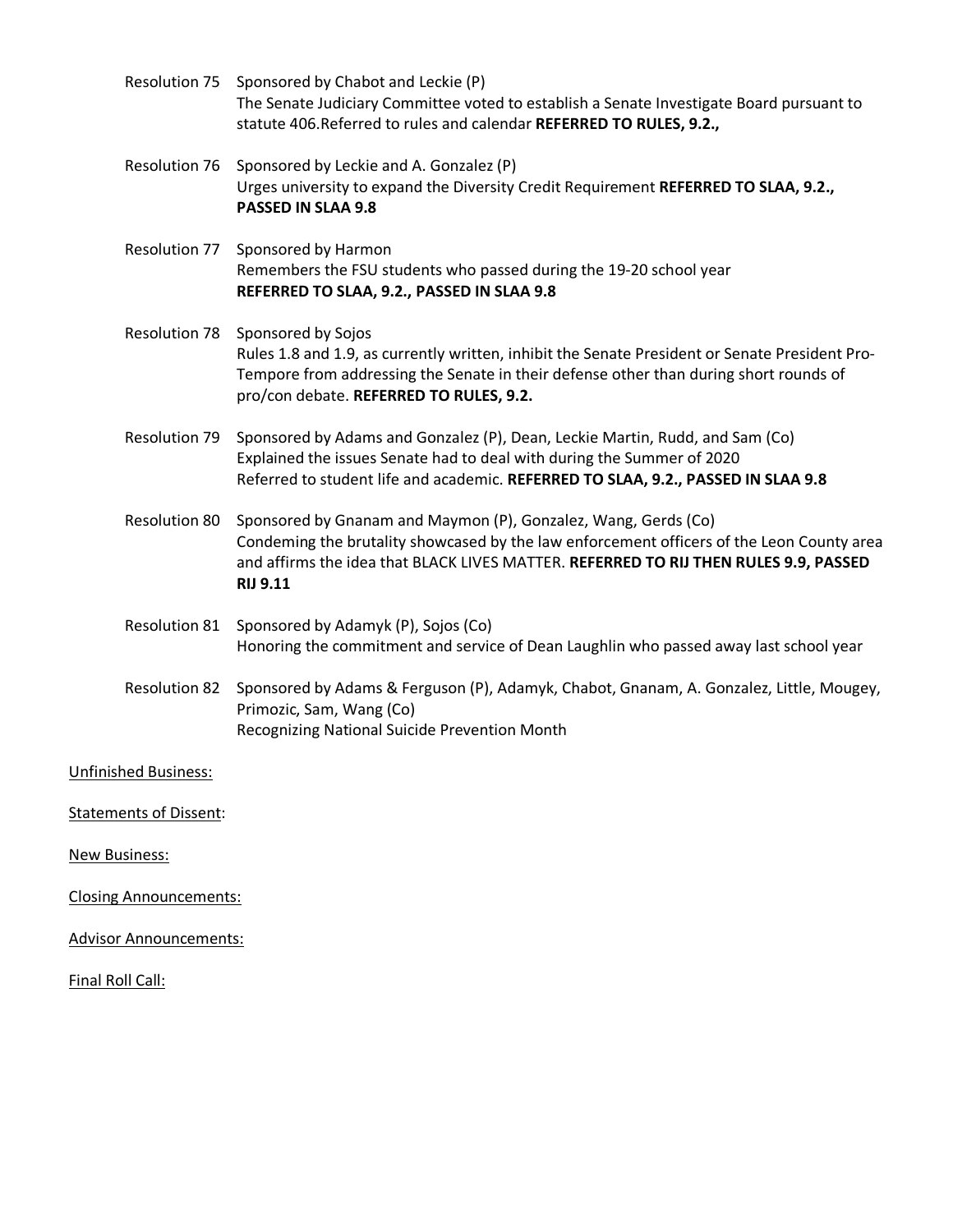Resolution 75 Sponsored by Chabot and Leckie (P)
The Senate Judiciary Committee voted to establish a Senate Investigate Board pursuant to statute 406.Referred to rules and calendar **REFERRED TO RULES, 9.2.,**

Resolution 76 Sponsored by Leckie and A. Gonzalez (P)
Urges university to expand the Diversity Credit Requirement **REFERRED TO SLAA, 9.2., PASSED IN SLAA 9.8**

Resolution 77 Sponsored by Harmon
Remembers the FSU students who passed during the 19-20 school year
**REFERRED TO SLAA, 9.2., PASSED IN SLAA 9.8**

Resolution 78 Sponsored by Sojos
Rules 1.8 and 1.9, as currently written, inhibit the Senate President or Senate President Pro-Tempore from addressing the Senate in their defense other than during short rounds of pro/con debate. **REFERRED TO RULES, 9.2.**

Resolution 79 Sponsored by Adams and Gonzalez (P), Dean, Leckie Martin, Rudd, and Sam (Co)
Explained the issues Senate had to deal with during the Summer of 2020
Referred to student life and academic. **REFERRED TO SLAA, 9.2., PASSED IN SLAA 9.8**

Resolution 80 Sponsored by Gnanam and Maymon (P), Gonzalez, Wang, Gerds (Co)
Condeming the brutality showcased by the law enforcement officers of the Leon County area and affirms the idea that BLACK LIVES MATTER. **REFERRED TO RIJ THEN RULES 9.9, PASSED RIJ 9.11**

Resolution 81 Sponsored by Adamyk (P), Sojos (Co)
Honoring the commitment and service of Dean Laughlin who passed away last school year

Resolution 82 Sponsored by Adams & Ferguson (P), Adamyk, Chabot, Gnanam, A. Gonzalez, Little, Mougey, Primozic, Sam, Wang (Co)
Recognizing National Suicide Prevention Month

Unfinished Business:

Statements of Dissent:

New Business:

Closing Announcements:

Advisor Announcements:

Final Roll Call: